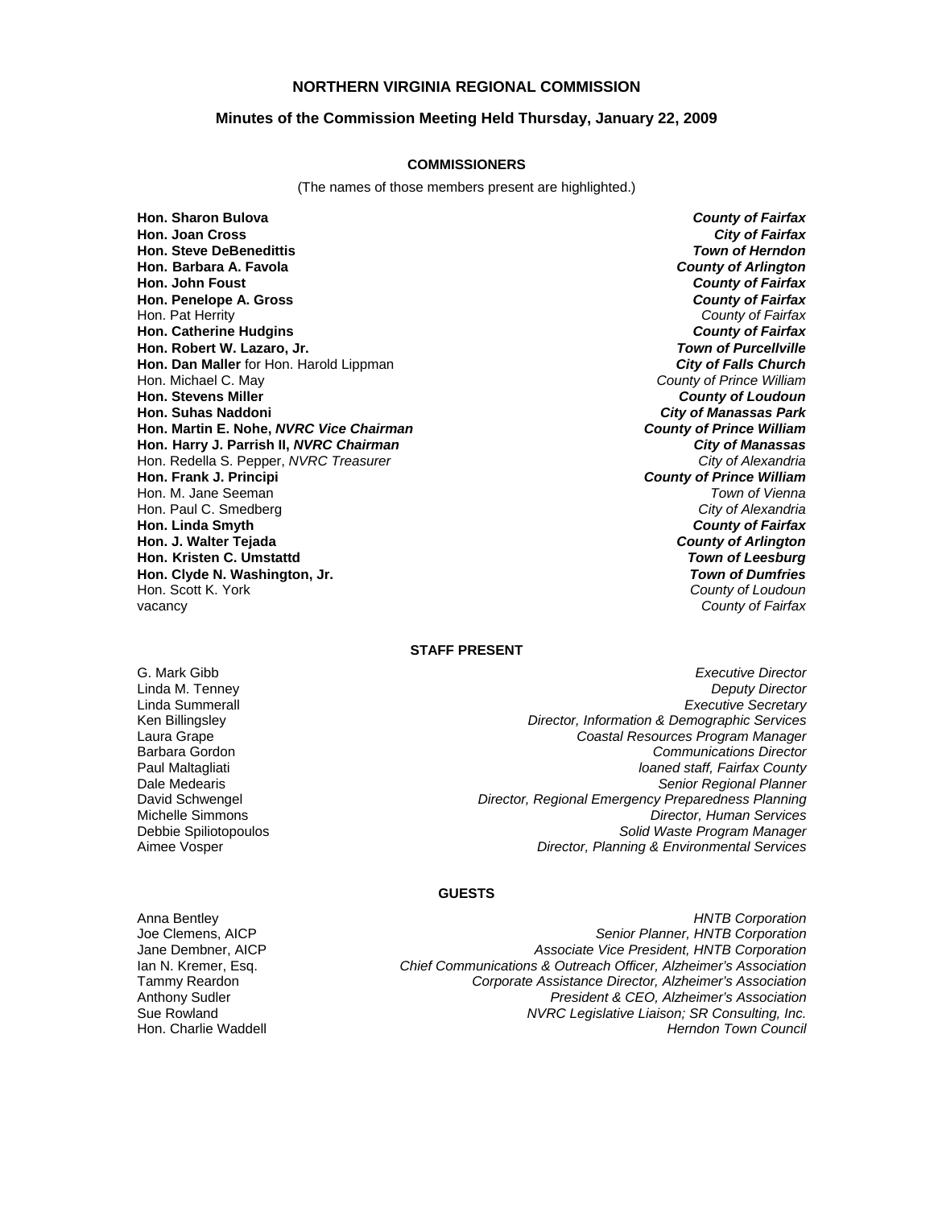# NORTHERN VIRGINIA REGIONAL COMMISSION

## Minutes of the Commission Meeting Held Thursday, January 22, 2009

### COMMISSIONERS

(The names of those members present are highlighted.)

**Hon. Sharon Bulova** — ***County of Fairfax***
**Hon. Joan Cross** — ***City of Fairfax***
**Hon. Steve DeBenedittis** — ***Town of Herndon***
**Hon. Barbara A. Favola** — ***County of Arlington***
**Hon. John Foust** — ***County of Fairfax***
**Hon. Penelope A. Gross** — ***County of Fairfax***
Hon. Pat Herrity — *County of Fairfax*
**Hon. Catherine Hudgins** — ***County of Fairfax***
**Hon. Robert W. Lazaro, Jr.** — ***Town of Purcellville***
**Hon. Dan Maller** for Hon. Harold Lippman — ***City of Falls Church***
Hon. Michael C. May — *County of Prince William*
**Hon. Stevens Miller** — ***County of Loudoun***
**Hon. Suhas Naddoni** — ***City of Manassas Park***
**Hon. Martin E. Nohe, *NVRC Vice Chairman*** — ***County of Prince William***
**Hon. Harry J. Parrish II, *NVRC Chairman*** — ***City of Manassas***
Hon. Redella S. Pepper, *NVRC Treasurer* — *City of Alexandria*
**Hon. Frank J. Principi** — ***County of Prince William***
Hon. M. Jane Seeman — *Town of Vienna*
Hon. Paul C. Smedberg — *City of Alexandria*
**Hon. Linda Smyth** — ***County of Fairfax***
**Hon. J. Walter Tejada** — ***County of Arlington***
**Hon. Kristen C. Umstattd** — ***Town of Leesburg***
**Hon. Clyde N. Washington, Jr.** — ***Town of Dumfries***
Hon. Scott K. York — *County of Loudoun*
vacancy — *County of Fairfax*

### STAFF PRESENT

G. Mark Gibb — *Executive Director*
Linda M. Tenney — *Deputy Director*
Linda Summerall — *Executive Secretary*
Ken Billingsley — *Director, Information & Demographic Services*
Laura Grape — *Coastal Resources Program Manager*
Barbara Gordon — *Communications Director*
Paul Maltagliati — *loaned staff, Fairfax County*
Dale Medearis — *Senior Regional Planner*
David Schwengel — *Director, Regional Emergency Preparedness Planning*
Michelle Simmons — *Director, Human Services*
Debbie Spiliotopoulos — *Solid Waste Program Manager*
Aimee Vosper — *Director, Planning & Environmental Services*

### GUESTS

Anna Bentley — *HNTB Corporation*
Joe Clemens, AICP — *Senior Planner, HNTB Corporation*
Jane Dembner, AICP — *Associate Vice President, HNTB Corporation*
Ian N. Kremer, Esq. — *Chief Communications & Outreach Officer, Alzheimer's Association*
Tammy Reardon — *Corporate Assistance Director, Alzheimer's Association*
Anthony Sudler — *President & CEO, Alzheimer's Association*
Sue Rowland — *NVRC Legislative Liaison; SR Consulting, Inc.*
Hon. Charlie Waddell — *Herndon Town Council*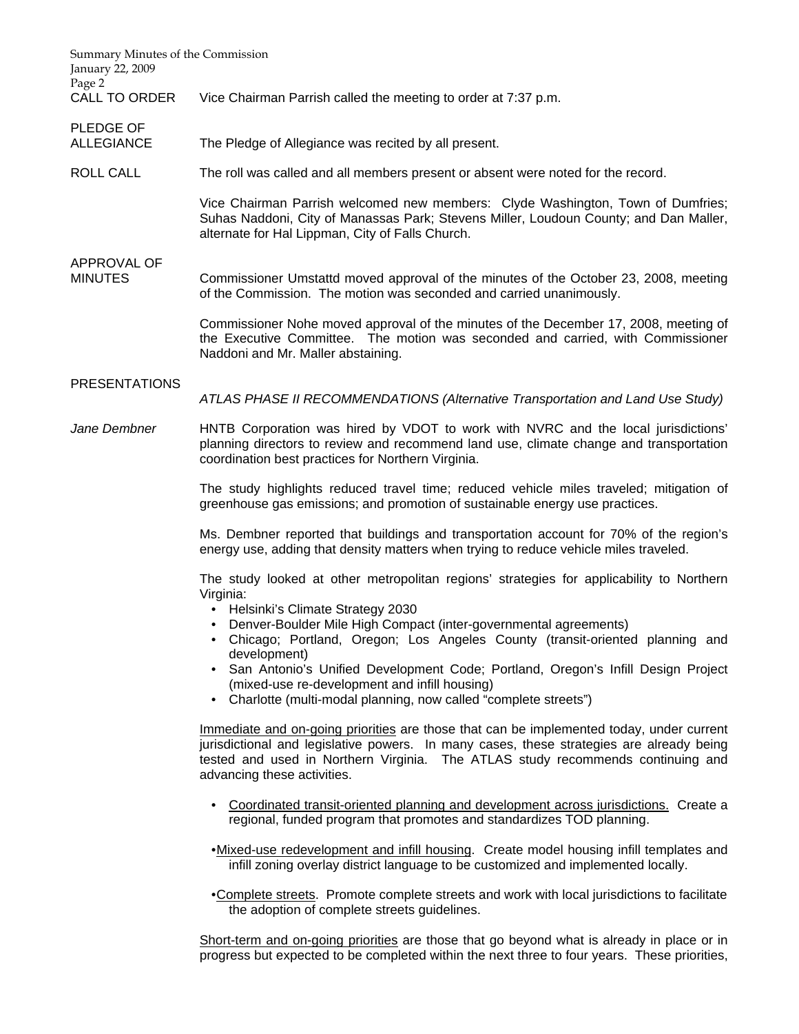**CALL TO ORDER**

Vice Chairman Parrish called the meeting to order at 7:37 p.m.

**PLEDGE OF ALLEGIANCE**

The Pledge of Allegiance was recited by all present.

**ROLL CALL**

The roll was called and all members present or absent were noted for the record.

Vice Chairman Parrish welcomed new members: Clyde Washington, Town of Dumfries; Suhas Naddoni, City of Manassas Park; Stevens Miller, Loudoun County; and Dan Maller, alternate for Hal Lippman, City of Falls Church.

**APPROVAL OF MINUTES**

Commissioner Umstattd moved approval of the minutes of the October 23, 2008, meeting of the Commission. The motion was seconded and carried unanimously.

Commissioner Nohe moved approval of the minutes of the December 17, 2008, meeting of the Executive Committee. The motion was seconded and carried, with Commissioner Naddoni and Mr. Maller abstaining.

**PRESENTATIONS**

*ATLAS PHASE II RECOMMENDATIONS (Alternative Transportation and Land Use Study)*

*Jane Dembner*

HNTB Corporation was hired by VDOT to work with NVRC and the local jurisdictions' planning directors to review and recommend land use, climate change and transportation coordination best practices for Northern Virginia.

The study highlights reduced travel time; reduced vehicle miles traveled; mitigation of greenhouse gas emissions; and promotion of sustainable energy use practices.

Ms. Dembner reported that buildings and transportation account for 70% of the region's energy use, adding that density matters when trying to reduce vehicle miles traveled.

The study looked at other metropolitan regions' strategies for applicability to Northern Virginia:

- Helsinki's Climate Strategy 2030
- Denver-Boulder Mile High Compact (inter-governmental agreements)
- Chicago; Portland, Oregon; Los Angeles County (transit-oriented planning and development)
- San Antonio's Unified Development Code; Portland, Oregon's Infill Design Project (mixed-use re-development and infill housing)
- Charlotte (multi-modal planning, now called "complete streets")

Immediate and on-going priorities are those that can be implemented today, under current jurisdictional and legislative powers. In many cases, these strategies are already being tested and used in Northern Virginia. The ATLAS study recommends continuing and advancing these activities.

- Coordinated transit-oriented planning and development across jurisdictions. Create a regional, funded program that promotes and standardizes TOD planning.
- Mixed-use redevelopment and infill housing. Create model housing infill templates and infill zoning overlay district language to be customized and implemented locally.
- Complete streets. Promote complete streets and work with local jurisdictions to facilitate the adoption of complete streets guidelines.

Short-term and on-going priorities are those that go beyond what is already in place or in progress but expected to be completed within the next three to four years. These priorities,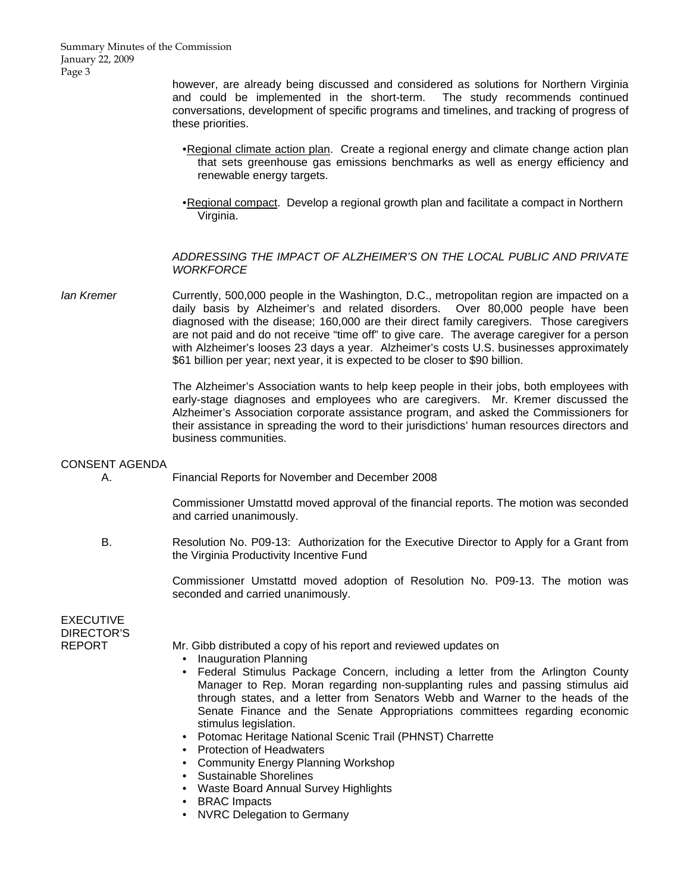however, are already being discussed and considered as solutions for Northern Virginia and could be implemented in the short-term. The study recommends continued conversations, development of specific programs and timelines, and tracking of progress of these priorities.

- Regional climate action plan. Create a regional energy and climate change action plan that sets greenhouse gas emissions benchmarks as well as energy efficiency and renewable energy targets.

- Regional compact. Develop a regional growth plan and facilitate a compact in Northern Virginia.

*ADDRESSING THE IMPACT OF ALZHEIMER'S ON THE LOCAL PUBLIC AND PRIVATE WORKFORCE*

*Ian Kremer*

Currently, 500,000 people in the Washington, D.C., metropolitan region are impacted on a daily basis by Alzheimer's and related disorders. Over 80,000 people have been diagnosed with the disease; 160,000 are their direct family caregivers. Those caregivers are not paid and do not receive "time off" to give care. The average caregiver for a person with Alzheimer's looses 23 days a year. Alzheimer's costs U.S. businesses approximately $61 billion per year; next year, it is expected to be closer to $90 billion.

The Alzheimer's Association wants to help keep people in their jobs, both employees with early-stage diagnoses and employees who are caregivers. Mr. Kremer discussed the Alzheimer's Association corporate assistance program, and asked the Commissioners for their assistance in spreading the word to their jurisdictions' human resources directors and business communities.

## CONSENT AGENDA

A. Financial Reports for November and December 2008

Commissioner Umstattd moved approval of the financial reports. The motion was seconded and carried unanimously.

B. Resolution No. P09-13: Authorization for the Executive Director to Apply for a Grant from the Virginia Productivity Incentive Fund

Commissioner Umstattd moved adoption of Resolution No. P09-13. The motion was seconded and carried unanimously.

## EXECUTIVE DIRECTOR'S REPORT

Mr. Gibb distributed a copy of his report and reviewed updates on

- Inauguration Planning
- Federal Stimulus Package Concern, including a letter from the Arlington County Manager to Rep. Moran regarding non-supplanting rules and passing stimulus aid through states, and a letter from Senators Webb and Warner to the heads of the Senate Finance and the Senate Appropriations committees regarding economic stimulus legislation.
- Potomac Heritage National Scenic Trail (PHNST) Charrette
- Protection of Headwaters
- Community Energy Planning Workshop
- Sustainable Shorelines
- Waste Board Annual Survey Highlights
- BRAC Impacts
- NVRC Delegation to Germany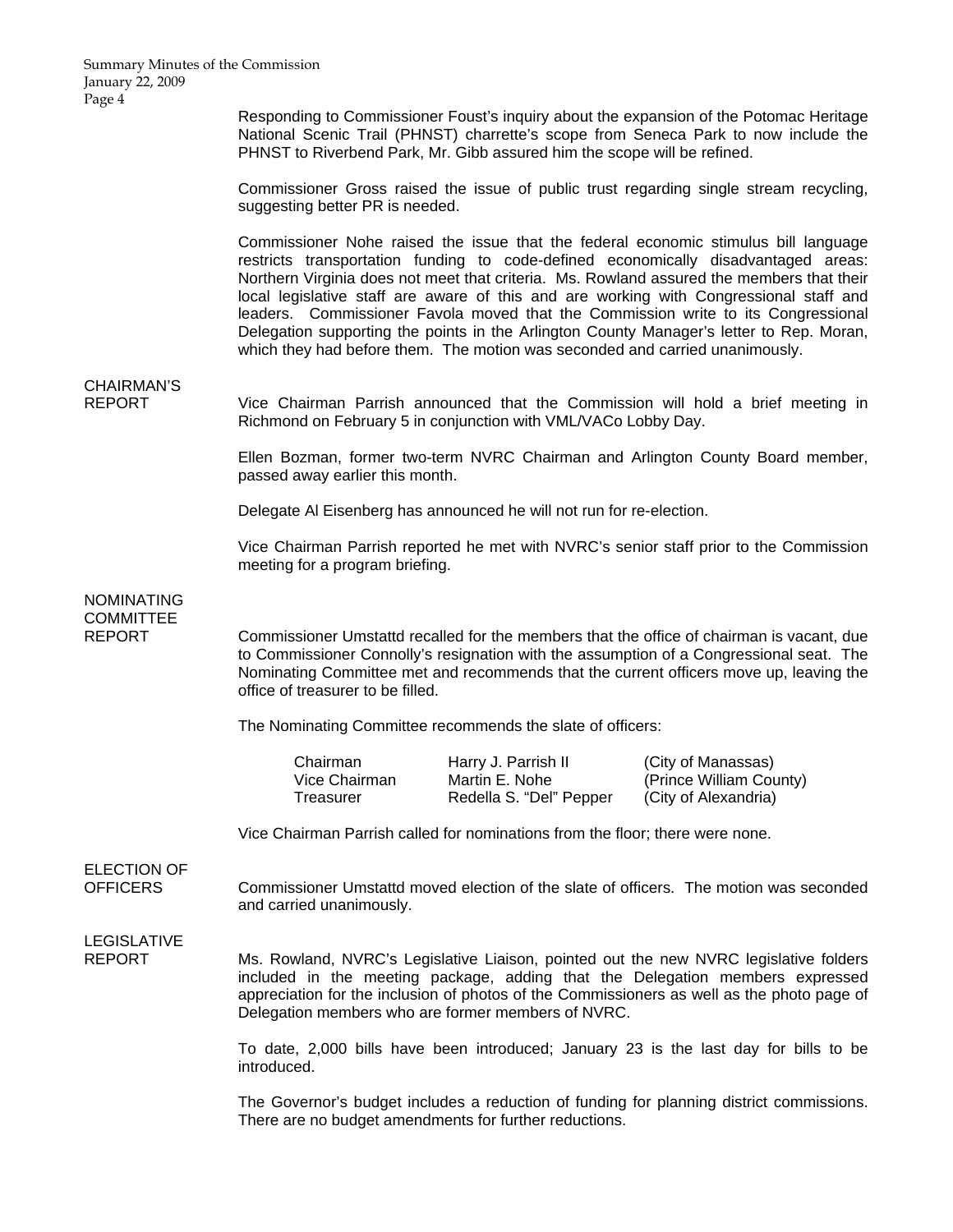Responding to Commissioner Foust's inquiry about the expansion of the Potomac Heritage National Scenic Trail (PHNST) charrette's scope from Seneca Park to now include the PHNST to Riverbend Park, Mr. Gibb assured him the scope will be refined.

Commissioner Gross raised the issue of public trust regarding single stream recycling, suggesting better PR is needed.

Commissioner Nohe raised the issue that the federal economic stimulus bill language restricts transportation funding to code-defined economically disadvantaged areas: Northern Virginia does not meet that criteria. Ms. Rowland assured the members that their local legislative staff are aware of this and are working with Congressional staff and leaders. Commissioner Favola moved that the Commission write to its Congressional Delegation supporting the points in the Arlington County Manager's letter to Rep. Moran, which they had before them. The motion was seconded and carried unanimously.

**CHAIRMAN'S REPORT**

Vice Chairman Parrish announced that the Commission will hold a brief meeting in Richmond on February 5 in conjunction with VML/VACo Lobby Day.

Ellen Bozman, former two-term NVRC Chairman and Arlington County Board member, passed away earlier this month.

Delegate Al Eisenberg has announced he will not run for re-election.

Vice Chairman Parrish reported he met with NVRC's senior staff prior to the Commission meeting for a program briefing.

**NOMINATING COMMITTEE REPORT**

Commissioner Umstattd recalled for the members that the office of chairman is vacant, due to Commissioner Connolly's resignation with the assumption of a Congressional seat. The Nominating Committee met and recommends that the current officers move up, leaving the office of treasurer to be filled.

The Nominating Committee recommends the slate of officers:

| | | |
|---|---|---|
| Chairman | Harry J. Parrish II | (City of Manassas) |
| Vice Chairman | Martin E. Nohe | (Prince William County) |
| Treasurer | Redella S. "Del" Pepper | (City of Alexandria) |

Vice Chairman Parrish called for nominations from the floor; there were none.

**ELECTION OF OFFICERS**

Commissioner Umstattd moved election of the slate of officers. The motion was seconded and carried unanimously.

**LEGISLATIVE REPORT**

Ms. Rowland, NVRC's Legislative Liaison, pointed out the new NVRC legislative folders included in the meeting package, adding that the Delegation members expressed appreciation for the inclusion of photos of the Commissioners as well as the photo page of Delegation members who are former members of NVRC.

To date, 2,000 bills have been introduced; January 23 is the last day for bills to be introduced.

The Governor's budget includes a reduction of funding for planning district commissions. There are no budget amendments for further reductions.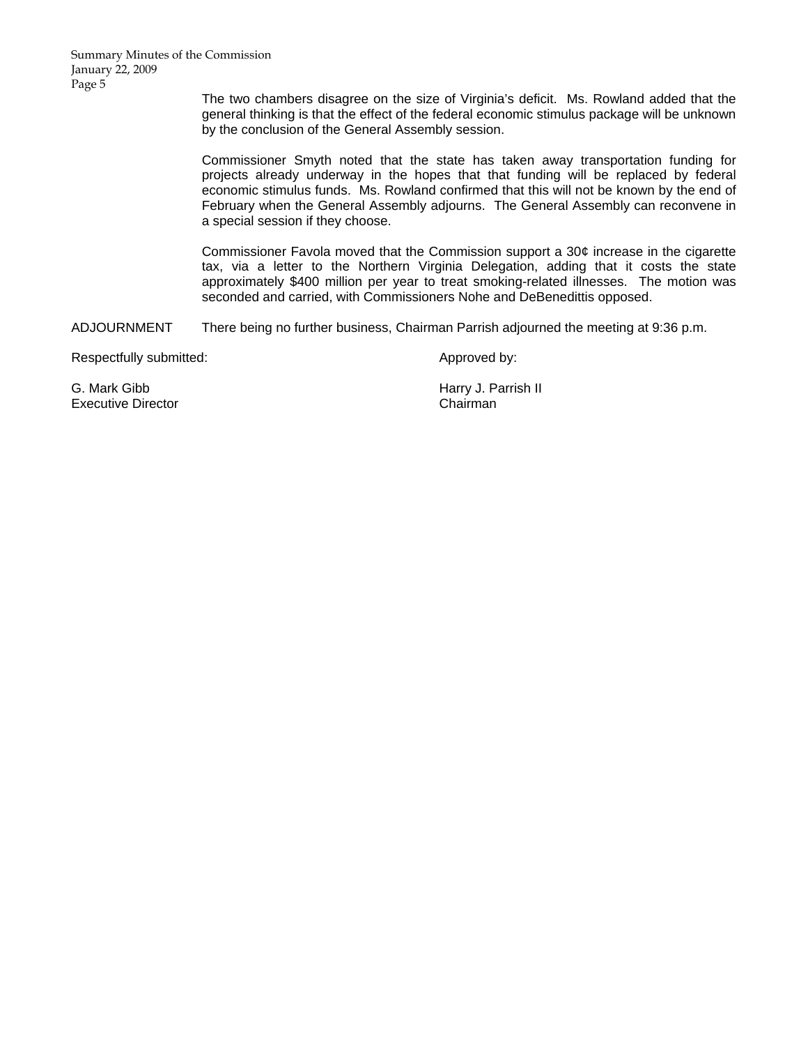The two chambers disagree on the size of Virginia's deficit. Ms. Rowland added that the general thinking is that the effect of the federal economic stimulus package will be unknown by the conclusion of the General Assembly session.

Commissioner Smyth noted that the state has taken away transportation funding for projects already underway in the hopes that that funding will be replaced by federal economic stimulus funds. Ms. Rowland confirmed that this will not be known by the end of February when the General Assembly adjourns. The General Assembly can reconvene in a special session if they choose.

Commissioner Favola moved that the Commission support a 30¢ increase in the cigarette tax, via a letter to the Northern Virginia Delegation, adding that it costs the state approximately $400 million per year to treat smoking-related illnesses. The motion was seconded and carried, with Commissioners Nohe and DeBenedittis opposed.

ADJOURNMENT There being no further business, Chairman Parrish adjourned the meeting at 9:36 p.m.

Respectfully submitted:

G. Mark Gibb
Executive Director

Approved by:

Harry J. Parrish II
Chairman